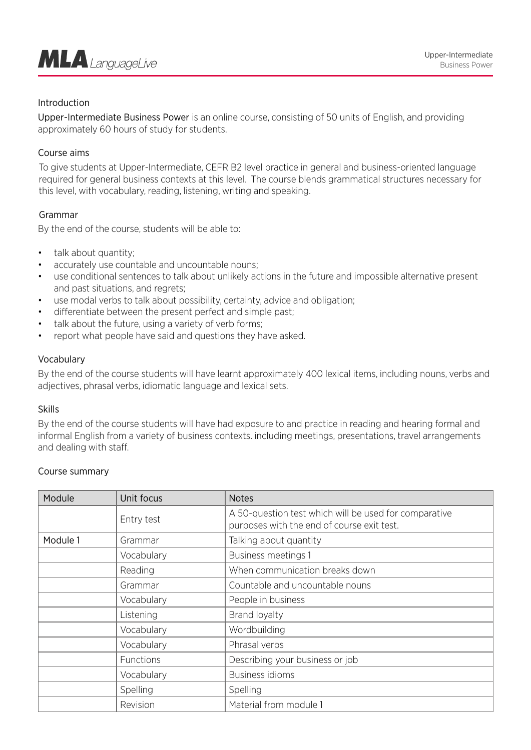## Introduction

Upper-Intermediate Business Power is an online course, consisting of 50 units of English, and providing approximately 60 hours of study for students.

## Course aims

To give students at Upper-Intermediate, CEFR B2 level practice in general and business-oriented language required for general business contexts at this level. The course blends grammatical structures necessary for this level, with vocabulary, reading, listening, writing and speaking.

## Grammar

By the end of the course, students will be able to:

- talk about quantity;
- accurately use countable and uncountable nouns;
- use conditional sentences to talk about unlikely actions in the future and impossible alternative present and past situations, and regrets;
- use modal verbs to talk about possibility, certainty, advice and obligation;
- differentiate between the present perfect and simple past;
- talk about the future, using a variety of verb forms;
- report what people have said and questions they have asked.

## Vocabulary

By the end of the course students will have learnt approximately 400 lexical items, including nouns, verbs and adjectives, phrasal verbs, idiomatic language and lexical sets.

## Skills

By the end of the course students will have had exposure to and practice in reading and hearing formal and informal English from a variety of business contexts. including meetings, presentations, travel arrangements and dealing with staff.

## Course summary

| Module | Unit focus | Notes |
|---|---|---|
| | Entry test | A 50-question test which will be used for comparative purposes with the end of course exit test. |
| Module 1 | Grammar | Talking about quantity |
| | Vocabulary | Business meetings 1 |
| | Reading | When communication breaks down |
| | Grammar | Countable and uncountable nouns |
| | Vocabulary | People in business |
| | Listening | Brand loyalty |
| | Vocabulary | Wordbuilding |
| | Vocabulary | Phrasal verbs |
| | Functions | Describing your business or job |
| | Vocabulary | Business idioms |
| | Spelling | Spelling |
| | Revision | Material from module 1 |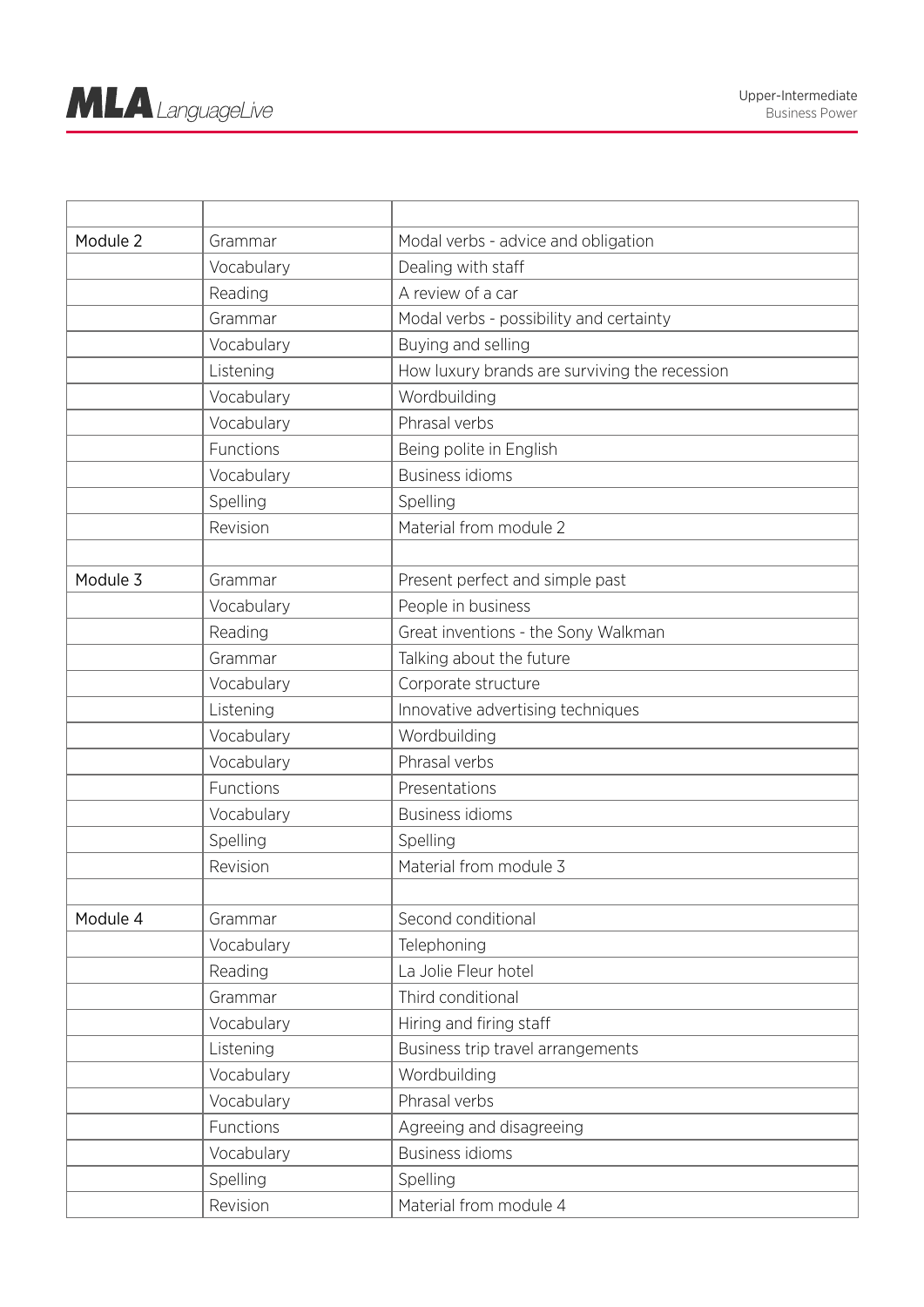| | | |
|---|---|---|
| Module 2 | Grammar | Modal verbs - advice and obligation |
| | Vocabulary | Dealing with staff |
| | Reading | A review of a car |
| | Grammar | Modal verbs - possibility and certainty |
| | Vocabulary | Buying and selling |
| | Listening | How luxury brands are surviving the recession |
| | Vocabulary | Wordbuilding |
| | Vocabulary | Phrasal verbs |
| | Functions | Being polite in English |
| | Vocabulary | Business idioms |
| | Spelling | Spelling |
| | Revision | Material from module 2 |
| | | |
| Module 3 | Grammar | Present perfect and simple past |
| | Vocabulary | People in business |
| | Reading | Great inventions - the Sony Walkman |
| | Grammar | Talking about the future |
| | Vocabulary | Corporate structure |
| | Listening | Innovative advertising techniques |
| | Vocabulary | Wordbuilding |
| | Vocabulary | Phrasal verbs |
| | Functions | Presentations |
| | Vocabulary | Business idioms |
| | Spelling | Spelling |
| | Revision | Material from module 3 |
| | | |
| Module 4 | Grammar | Second conditional |
| | Vocabulary | Telephoning |
| | Reading | La Jolie Fleur hotel |
| | Grammar | Third conditional |
| | Vocabulary | Hiring and firing staff |
| | Listening | Business trip travel arrangements |
| | Vocabulary | Wordbuilding |
| | Vocabulary | Phrasal verbs |
| | Functions | Agreeing and disagreeing |
| | Vocabulary | Business idioms |
| | Spelling | Spelling |
| | Revision | Material from module 4 |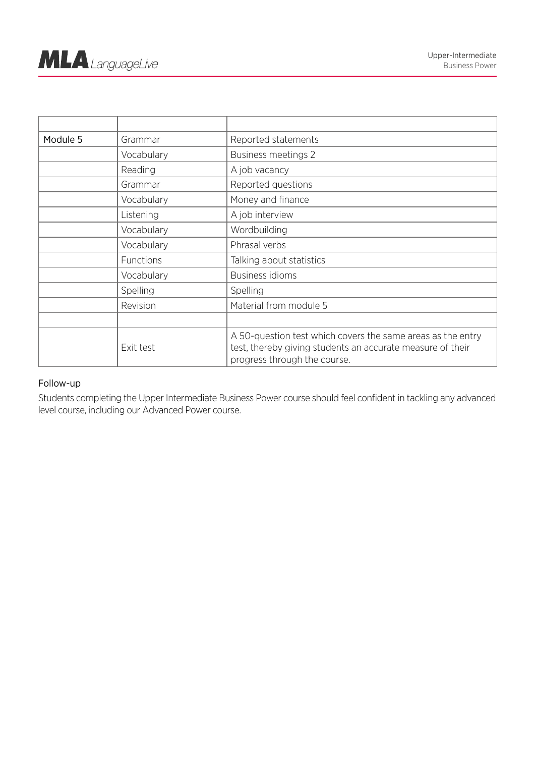| | | |
|---|---|---|
| Module 5 | Grammar | Reported statements |
| | Vocabulary | Business meetings 2 |
| | Reading | A job vacancy |
| | Grammar | Reported questions |
| | Vocabulary | Money and finance |
| | Listening | A job interview |
| | Vocabulary | Wordbuilding |
| | Vocabulary | Phrasal verbs |
| | Functions | Talking about statistics |
| | Vocabulary | Business idioms |
| | Spelling | Spelling |
| | Revision | Material from module 5 |
| | | |
| | Exit test | A 50-question test which covers the same areas as the entry test, thereby giving students an accurate measure of their progress through the course. |

Follow-up

Students completing the Upper Intermediate Business Power course should feel confident in tackling any advanced level course, including our Advanced Power course.